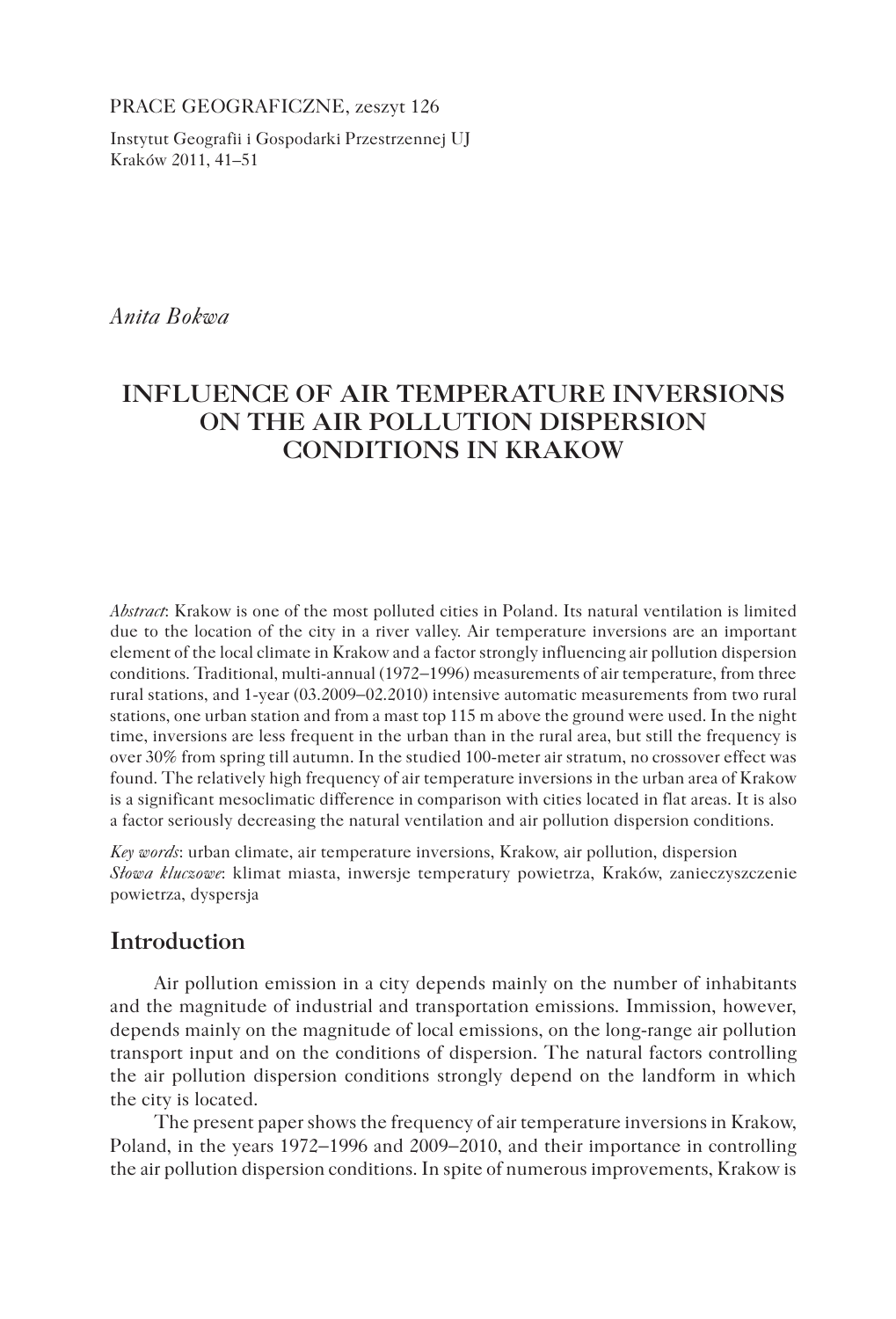PRACE GEOGRAFICZNE, zeszyt 126

Instytut Geografii i Gospodarki Przestrzennej UJ
Kraków 2011, 41–51

*Anita Bokwa*

# INFLUENCE OF AIR TEMPERATURE INVERSIONS ON THE AIR POLLUTION DISPERSION CONDITIONS IN KRAKOW

*Abstract*: Krakow is one of the most polluted cities in Poland. Its natural ventilation is limited due to the location of the city in a river valley. Air temperature inversions are an important element of the local climate in Krakow and a factor strongly influencing air pollution dispersion conditions. Traditional, multi-annual (1972–1996) measurements of air temperature, from three rural stations, and 1-year (03.2009–02.2010) intensive automatic measurements from two rural stations, one urban station and from a mast top 115 m above the ground were used. In the night time, inversions are less frequent in the urban than in the rural area, but still the frequency is over 30% from spring till autumn. In the studied 100-meter air stratum, no crossover effect was found. The relatively high frequency of air temperature inversions in the urban area of Krakow is a significant mesoclimatic difference in comparison with cities located in flat areas. It is also a factor seriously decreasing the natural ventilation and air pollution dispersion conditions.

*Key words*: urban climate, air temperature inversions, Krakow, air pollution, dispersion
*Słowa kluczowe*: klimat miasta, inwersje temperatury powietrza, Kraków, zanieczyszczenie powietrza, dyspersja

## Introduction

Air pollution emission in a city depends mainly on the number of inhabitants and the magnitude of industrial and transportation emissions. Immission, however, depends mainly on the magnitude of local emissions, on the long-range air pollution transport input and on the conditions of dispersion. The natural factors controlling the air pollution dispersion conditions strongly depend on the landform in which the city is located.

The present paper shows the frequency of air temperature inversions in Krakow, Poland, in the years 1972–1996 and 2009–2010, and their importance in controlling the air pollution dispersion conditions. In spite of numerous improvements, Krakow is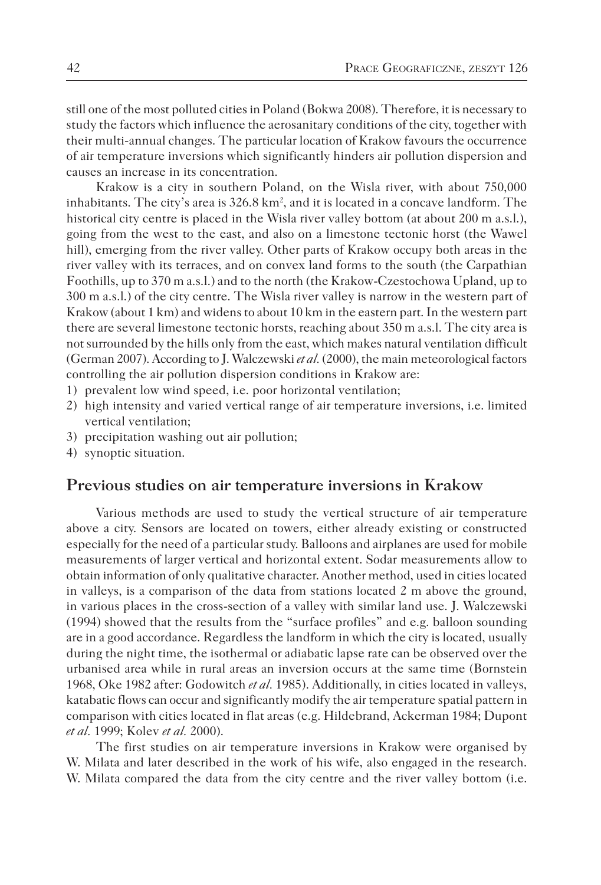still one of the most polluted cities in Poland (Bokwa 2008). Therefore, it is necessary to study the factors which influence the aerosanitary conditions of the city, together with their multi-annual changes. The particular location of Krakow favours the occurrence of air temperature inversions which significantly hinders air pollution dispersion and causes an increase in its concentration.

Krakow is a city in southern Poland, on the Wisla river, with about 750,000 inhabitants. The city's area is 326.8 km$^2$, and it is located in a concave landform. The historical city centre is placed in the Wisla river valley bottom (at about 200 m a.s.l.), going from the west to the east, and also on a limestone tectonic horst (the Wawel hill), emerging from the river valley. Other parts of Krakow occupy both areas in the river valley with its terraces, and on convex land forms to the south (the Carpathian Foothills, up to 370 m a.s.l.) and to the north (the Krakow-Czestochowa Upland, up to 300 m a.s.l.) of the city centre. The Wisla river valley is narrow in the western part of Krakow (about 1 km) and widens to about 10 km in the eastern part. In the western part there are several limestone tectonic horsts, reaching about 350 m a.s.l. The city area is not surrounded by the hills only from the east, which makes natural ventilation difficult (German 2007). According to J. Walczewski *et al.* (2000), the main meteorological factors controlling the air pollution dispersion conditions in Krakow are:

1) prevalent low wind speed, i.e. poor horizontal ventilation;
2) high intensity and varied vertical range of air temperature inversions, i.e. limited vertical ventilation;
3) precipitation washing out air pollution;
4) synoptic situation.

## Previous studies on air temperature inversions in Krakow

Various methods are used to study the vertical structure of air temperature above a city. Sensors are located on towers, either already existing or constructed especially for the need of a particular study. Balloons and airplanes are used for mobile measurements of larger vertical and horizontal extent. Sodar measurements allow to obtain information of only qualitative character. Another method, used in cities located in valleys, is a comparison of the data from stations located 2 m above the ground, in various places in the cross-section of a valley with similar land use. J. Walczewski (1994) showed that the results from the "surface profiles" and e.g. balloon sounding are in a good accordance. Regardless the landform in which the city is located, usually during the night time, the isothermal or adiabatic lapse rate can be observed over the urbanised area while in rural areas an inversion occurs at the same time (Bornstein 1968, Oke 1982 after: Godowitch *et al.* 1985). Additionally, in cities located in valleys, katabatic flows can occur and significantly modify the air temperature spatial pattern in comparison with cities located in flat areas (e.g. Hildebrand, Ackerman 1984; Dupont *et al.* 1999; Kolev *et al.* 2000).

The first studies on air temperature inversions in Krakow were organised by W. Milata and later described in the work of his wife, also engaged in the research. W. Milata compared the data from the city centre and the river valley bottom (i.e.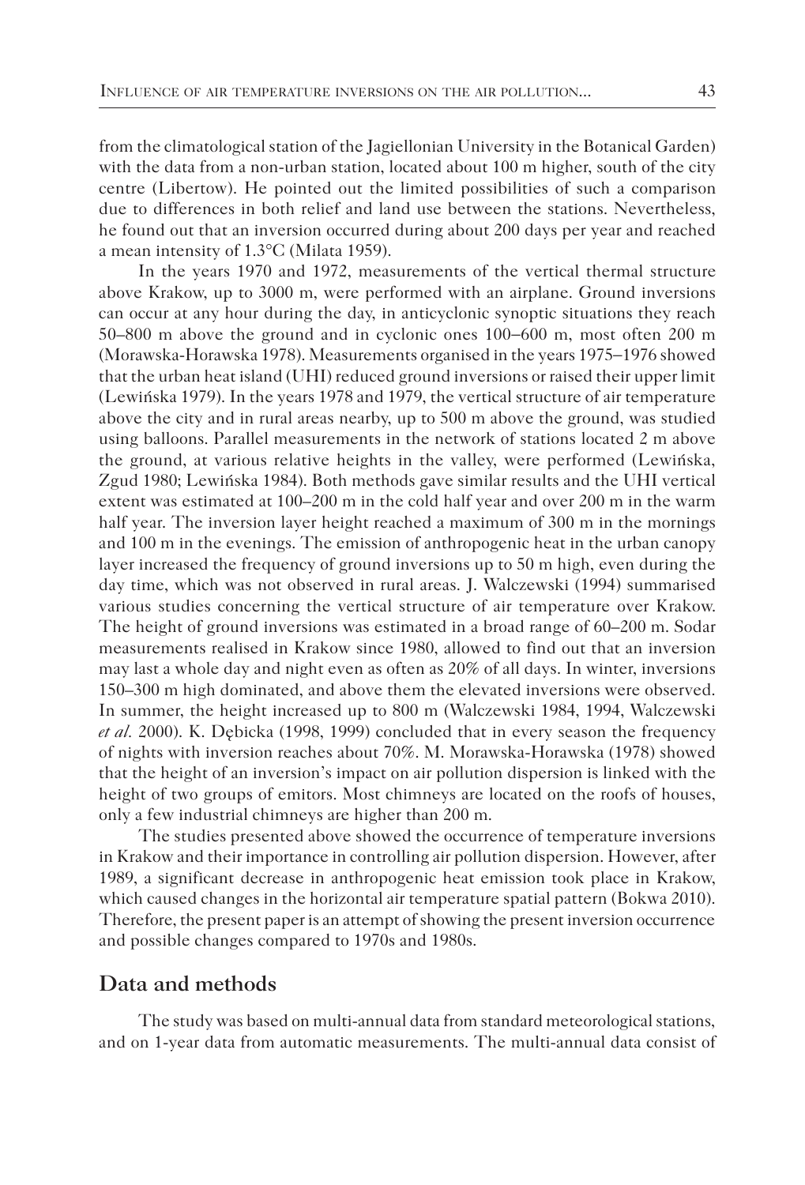from the climatological station of the Jagiellonian University in the Botanical Garden) with the data from a non-urban station, located about 100 m higher, south of the city centre (Libertow). He pointed out the limited possibilities of such a comparison due to differences in both relief and land use between the stations. Nevertheless, he found out that an inversion occurred during about 200 days per year and reached a mean intensity of 1.3°C (Milata 1959).

In the years 1970 and 1972, measurements of the vertical thermal structure above Krakow, up to 3000 m, were performed with an airplane. Ground inversions can occur at any hour during the day, in anticyclonic synoptic situations they reach 50–800 m above the ground and in cyclonic ones 100–600 m, most often 200 m (Morawska-Horawska 1978). Measurements organised in the years 1975–1976 showed that the urban heat island (UHI) reduced ground inversions or raised their upper limit (Lewińska 1979). In the years 1978 and 1979, the vertical structure of air temperature above the city and in rural areas nearby, up to 500 m above the ground, was studied using balloons. Parallel measurements in the network of stations located 2 m above the ground, at various relative heights in the valley, were performed (Lewińska, Zgud 1980; Lewińska 1984). Both methods gave similar results and the UHI vertical extent was estimated at 100–200 m in the cold half year and over 200 m in the warm half year. The inversion layer height reached a maximum of 300 m in the mornings and 100 m in the evenings. The emission of anthropogenic heat in the urban canopy layer increased the frequency of ground inversions up to 50 m high, even during the day time, which was not observed in rural areas. J. Walczewski (1994) summarised various studies concerning the vertical structure of air temperature over Krakow. The height of ground inversions was estimated in a broad range of 60–200 m. Sodar measurements realised in Krakow since 1980, allowed to find out that an inversion may last a whole day and night even as often as 20% of all days. In winter, inversions 150–300 m high dominated, and above them the elevated inversions were observed. In summer, the height increased up to 800 m (Walczewski 1984, 1994, Walczewski *et al.* 2000). K. Dębicka (1998, 1999) concluded that in every season the frequency of nights with inversion reaches about 70%. M. Morawska-Horawska (1978) showed that the height of an inversion's impact on air pollution dispersion is linked with the height of two groups of emitors. Most chimneys are located on the roofs of houses, only a few industrial chimneys are higher than 200 m.

The studies presented above showed the occurrence of temperature inversions in Krakow and their importance in controlling air pollution dispersion. However, after 1989, a significant decrease in anthropogenic heat emission took place in Krakow, which caused changes in the horizontal air temperature spatial pattern (Bokwa 2010). Therefore, the present paper is an attempt of showing the present inversion occurrence and possible changes compared to 1970s and 1980s.

## Data and methods

The study was based on multi-annual data from standard meteorological stations, and on 1-year data from automatic measurements. The multi-annual data consist of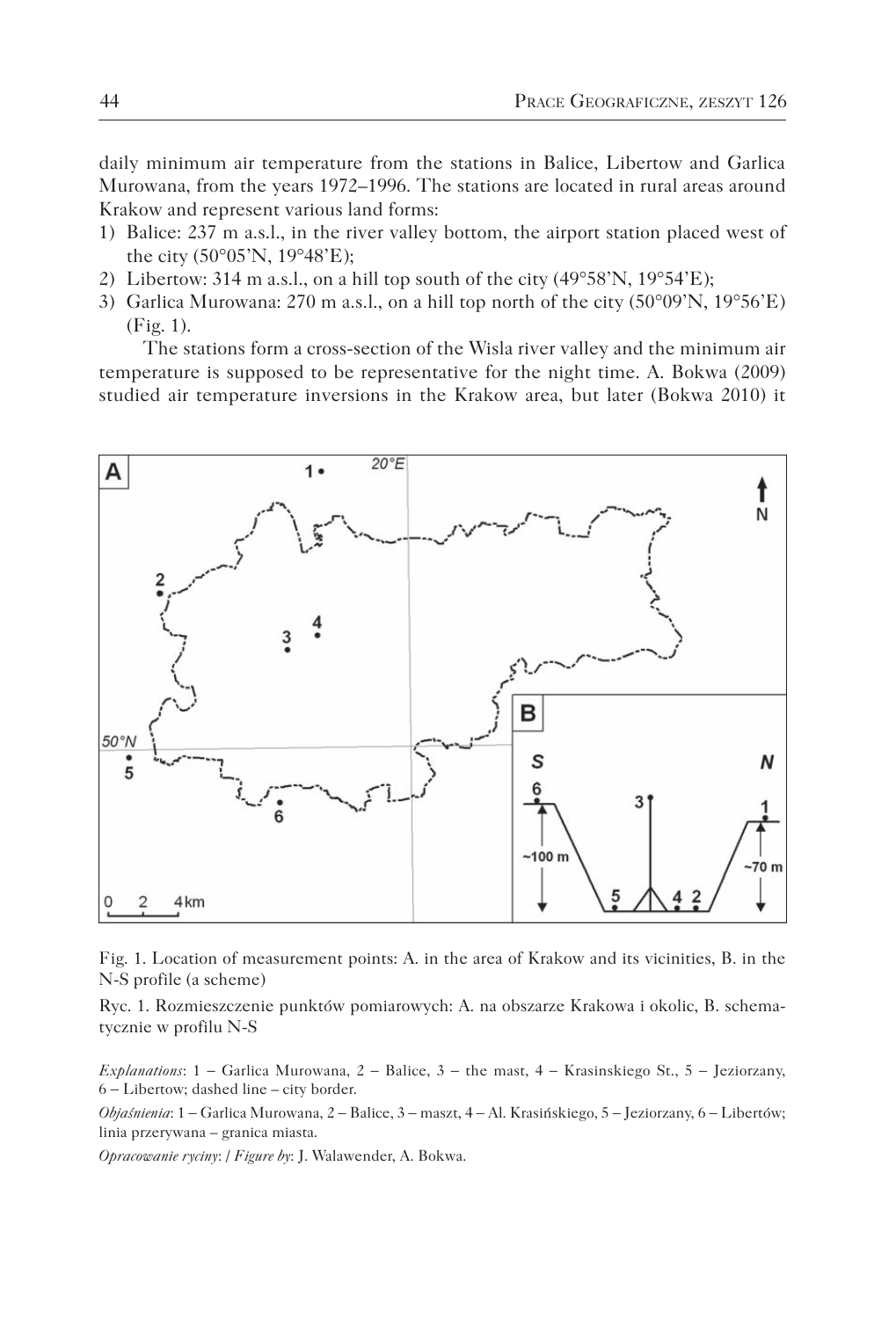daily minimum air temperature from the stations in Balice, Libertow and Garlica Murowana, from the years 1972–1996. The stations are located in rural areas around Krakow and represent various land forms:

1) Balice: 237 m a.s.l., in the river valley bottom, the airport station placed west of the city (50°05'N, 19°48'E);
2) Libertow: 314 m a.s.l., on a hill top south of the city (49°58'N, 19°54'E);
3) Garlica Murowana: 270 m a.s.l., on a hill top north of the city (50°09'N, 19°56'E) (Fig. 1).

The stations form a cross-section of the Wisla river valley and the minimum air temperature is supposed to be representative for the night time. A. Bokwa (2009) studied air temperature inversions in the Krakow area, but later (Bokwa 2010) it

Fig. 1. Location of measurement points: A. in the area of Krakow and its vicinities, B. in the N-S profile (a scheme)

Ryc. 1. Rozmieszczenie punktów pomiarowych: A. na obszarze Krakowa i okolic, B. schematycznie w profilu N-S

*Explanations*: 1 – Garlica Murowana, 2 – Balice, 3 – the mast, 4 – Krasinskiego St., 5 – Jeziorzany, 6 – Libertow; dashed line – city border.

*Objaśnienia*: 1 – Garlica Murowana, 2 – Balice, 3 – maszt, 4 – Al. Krasińskiego, 5 – Jeziorzany, 6 – Libertów; linia przerywana – granica miasta.

*Opracowanie ryciny: / Figure by*: J. Walawender, A. Bokwa.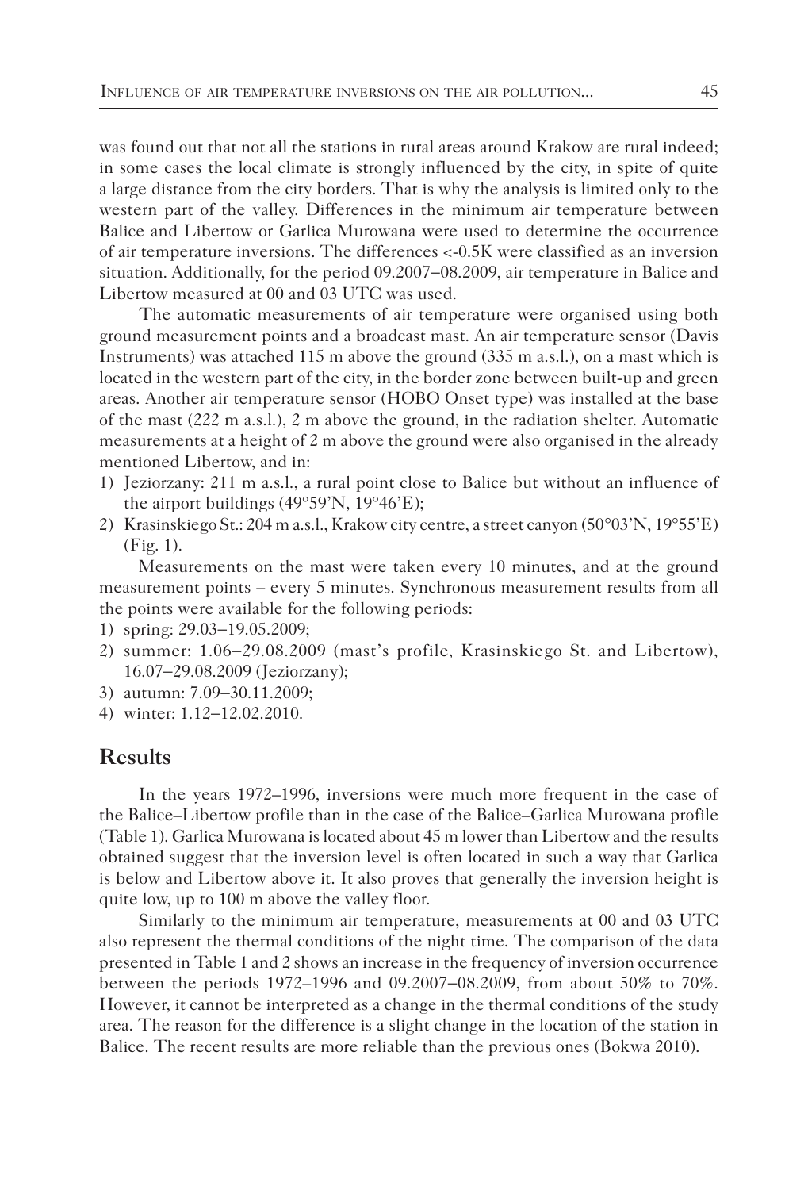was found out that not all the stations in rural areas around Krakow are rural indeed; in some cases the local climate is strongly influenced by the city, in spite of quite a large distance from the city borders. That is why the analysis is limited only to the western part of the valley. Differences in the minimum air temperature between Balice and Libertow or Garlica Murowana were used to determine the occurrence of air temperature inversions. The differences <-0.5K were classified as an inversion situation. Additionally, for the period 09.2007–08.2009, air temperature in Balice and Libertow measured at 00 and 03 UTC was used.

The automatic measurements of air temperature were organised using both ground measurement points and a broadcast mast. An air temperature sensor (Davis Instruments) was attached 115 m above the ground (335 m a.s.l.), on a mast which is located in the western part of the city, in the border zone between built-up and green areas. Another air temperature sensor (HOBO Onset type) was installed at the base of the mast (222 m a.s.l.), 2 m above the ground, in the radiation shelter. Automatic measurements at a height of 2 m above the ground were also organised in the already mentioned Libertow, and in:

1) Jeziorzany: 211 m a.s.l., a rural point close to Balice but without an influence of the airport buildings (49°59'N, 19°46'E);
2) Krasinskiego St.: 204 m a.s.l., Krakow city centre, a street canyon (50°03'N, 19°55'E) (Fig. 1).

Measurements on the mast were taken every 10 minutes, and at the ground measurement points – every 5 minutes. Synchronous measurement results from all the points were available for the following periods:

1) spring: 29.03–19.05.2009;
2) summer: 1.06–29.08.2009 (mast's profile, Krasinskiego St. and Libertow), 16.07–29.08.2009 (Jeziorzany);
3) autumn: 7.09–30.11.2009;
4) winter: 1.12–12.02.2010.

## Results

In the years 1972–1996, inversions were much more frequent in the case of the Balice–Libertow profile than in the case of the Balice–Garlica Murowana profile (Table 1). Garlica Murowana is located about 45 m lower than Libertow and the results obtained suggest that the inversion level is often located in such a way that Garlica is below and Libertow above it. It also proves that generally the inversion height is quite low, up to 100 m above the valley floor.

Similarly to the minimum air temperature, measurements at 00 and 03 UTC also represent the thermal conditions of the night time. The comparison of the data presented in Table 1 and 2 shows an increase in the frequency of inversion occurrence between the periods 1972–1996 and 09.2007–08.2009, from about 50% to 70%. However, it cannot be interpreted as a change in the thermal conditions of the study area. The reason for the difference is a slight change in the location of the station in Balice. The recent results are more reliable than the previous ones (Bokwa 2010).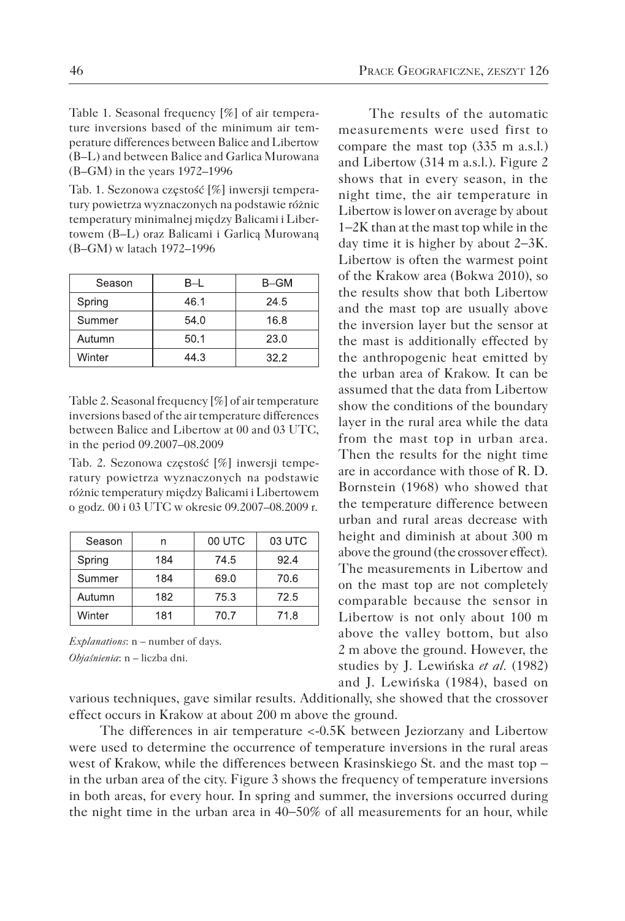Table 1. Seasonal frequency [%] of air temperature inversions based of the minimum air temperature differences between Balice and Libertow (B–L) and between Balice and Garlica Murowana (B–GM) in the years 1972–1996

Tab. 1. Sezonowa częstość [%] inwersji temperatury powietrza wyznaczonych na podstawie różnic temperatury minimalnej między Balicami i Libertowem (B–L) oraz Balicami i Garlicą Murowaną (B–GM) w latach 1972–1996

| Season | B–L | B–GM |
|---|---|---|
| Spring | 46.1 | 24.5 |
| Summer | 54.0 | 16.8 |
| Autumn | 50.1 | 23.0 |
| Winter | 44.3 | 32.2 |

Table 2. Seasonal frequency [%] of air temperature inversions based of the air temperature differences between Balice and Libertow at 00 and 03 UTC, in the period 09.2007–08.2009

Tab. 2. Sezonowa częstość [%] inwersji temperatury powietrza wyznaczonych na podstawie różnic temperatury między Balicami i Libertowem o godz. 00 i 03 UTC w okresie 09.2007–08.2009 r.

| Season | n | 00 UTC | 03 UTC |
|---|---|---|---|
| Spring | 184 | 74.5 | 92.4 |
| Summer | 184 | 69.0 | 70.6 |
| Autumn | 182 | 75.3 | 72.5 |
| Winter | 181 | 70.7 | 71.8 |

*Explanations*: n – number of days.

*Objaśnienia*: n – liczba dni.

The results of the automatic measurements were used first to compare the mast top (335 m a.s.l.) and Libertow (314 m a.s.l.). Figure 2 shows that in every season, in the night time, the air temperature in Libertow is lower on average by about 1–2K than at the mast top while in the day time it is higher by about 2–3K. Libertow is often the warmest point of the Krakow area (Bokwa 2010), so the results show that both Libertow and the mast top are usually above the inversion layer but the sensor at the mast is additionally effected by the anthropogenic heat emitted by the urban area of Krakow. It can be assumed that the data from Libertow show the conditions of the boundary layer in the rural area while the data from the mast top in urban area. Then the results for the night time are in accordance with those of R. D. Bornstein (1968) who showed that the temperature difference between urban and rural areas decrease with height and diminish at about 300 m above the ground (the crossover effect). The measurements in Libertow and on the mast top are not completely comparable because the sensor in Libertow is not only about 100 m above the valley bottom, but also 2 m above the ground. However, the studies by J. Lewińska *et al.* (1982) and J. Lewińska (1984), based on various techniques, gave similar results. Additionally, she showed that the crossover effect occurs in Krakow at about 200 m above the ground.

The differences in air temperature <-0.5K between Jeziorzany and Libertow were used to determine the occurrence of temperature inversions in the rural areas west of Krakow, while the differences between Krasinskiego St. and the mast top – in the urban area of the city. Figure 3 shows the frequency of temperature inversions in both areas, for every hour. In spring and summer, the inversions occurred during the night time in the urban area in 40–50% of all measurements for an hour, while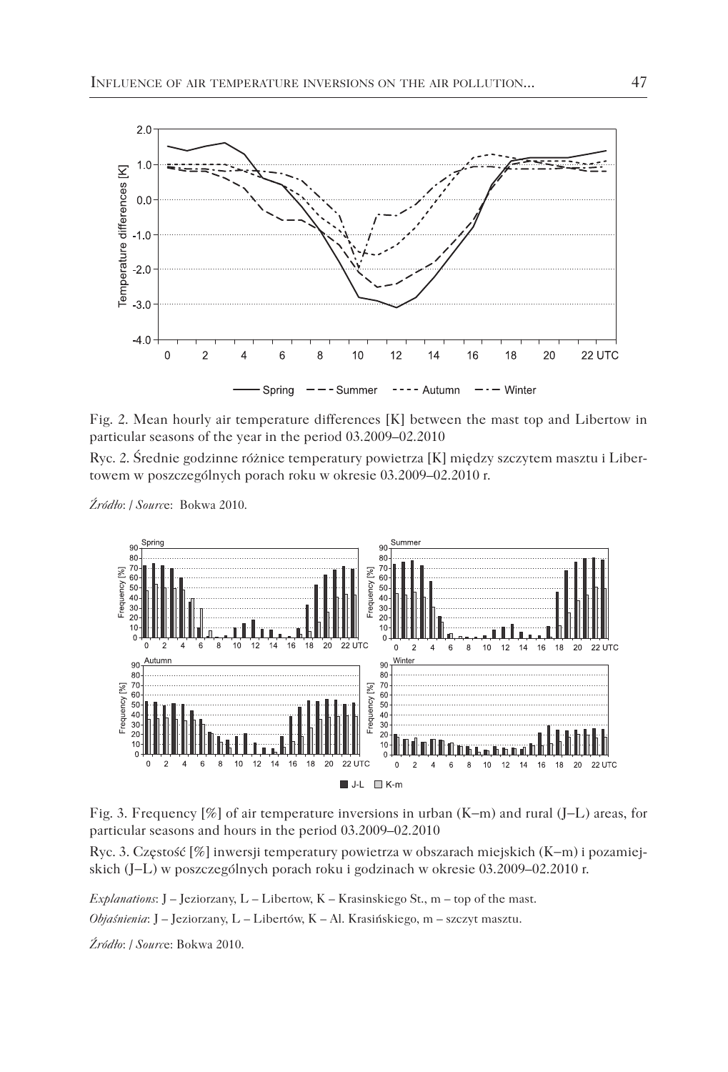Fig. 2. Mean hourly air temperature differences [K] between the mast top and Libertow in particular seasons of the year in the period 03.2009–02.2010

Ryc. 2. Średnie godzinne różnice temperatury powietrza [K] między szczytem masztu i Libertowem w poszczególnych porach roku w okresie 03.2009–02.2010 r.

*Źródło*: / *Sourc*e: Bokwa 2010.

Fig. 3. Frequency [%] of air temperature inversions in urban (K–m) and rural (J–L) areas, for particular seasons and hours in the period 03.2009–02.2010

Ryc. 3. Częstość [%] inwersji temperatury powietrza w obszarach miejskich (K–m) i pozamiejskich (J–L) w poszczególnych porach roku i godzinach w okresie 03.2009–02.2010 r.

*Explanations*: J – Jeziorzany, L – Libertow, K – Krasinskiego St., m – top of the mast.

*Objaśnienia*: J – Jeziorzany, L – Libertów, K – Al. Krasińskiego, m – szczyt masztu.

*Źródło*: / *Sourc*e: Bokwa 2010.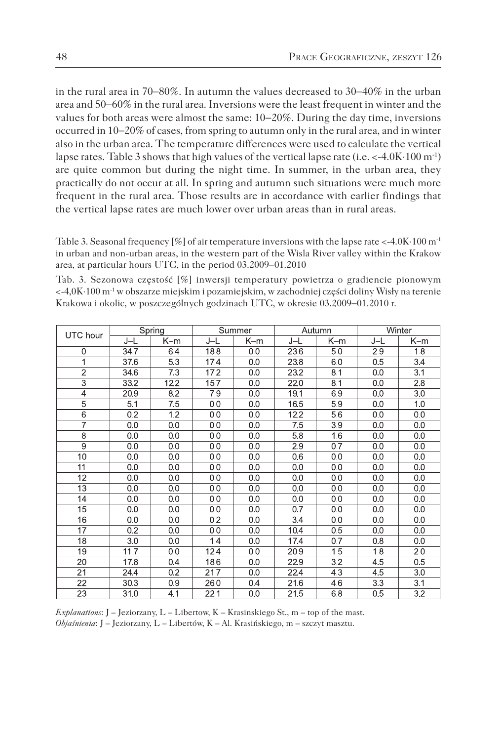in the rural area in 70–80%. In autumn the values decreased to 30–40% in the urban area and 50–60% in the rural area. Inversions were the least frequent in winter and the values for both areas were almost the same: 10–20%. During the day time, inversions occurred in 10–20% of cases, from spring to autumn only in the rural area, and in winter also in the urban area. The temperature differences were used to calculate the vertical lapse rates. Table 3 shows that high values of the vertical lapse rate (i.e. $<-4.0\text{K}\cdot 100\ \text{m}^{-1}$) are quite common but during the night time. In summer, in the urban area, they practically do not occur at all. In spring and autumn such situations were much more frequent in the rural area. Those results are in accordance with earlier findings that the vertical lapse rates are much lower over urban areas than in rural areas.

Table 3. Seasonal frequency [%] of air temperature inversions with the lapse rate $<-4.0\text{K}\cdot 100\ \text{m}^{-1}$ in urban and non-urban areas, in the western part of the Wisla River valley within the Krakow area, at particular hours UTC, in the period 03.2009–01.2010

Tab. 3. Sezonowa częstość [%] inwersji temperatury powietrza o gradiencie pionowym $<-4{,}0\text{K}\cdot 100\ \text{m}^{-1}$ w obszarze miejskim i pozamiejskim, w zachodniej części doliny Wisły na terenie Krakowa i okolic, w poszczególnych godzinach UTC, w okresie 03.2009–01.2010 r.

| UTC hour | Spring | | Summer | | Autumn | | Winter | |
|---|---|---|---|---|---|---|---|---|
| | J–L | K–m | J–L | K–m | J–L | K–m | J–L | K–m |
| 0 | 34.7 | 6.4 | 18.8 | 0.0 | 23.6 | 5.0 | 2.9 | 1.8 |
| 1 | 37.6 | 5.3 | 17.4 | 0.0 | 23.8 | 6.0 | 0.5 | 3.4 |
| 2 | 34.6 | 7.3 | 17.2 | 0.0 | 23.2 | 8.1 | 0.0 | 3.1 |
| 3 | 33.2 | 12.2 | 15.7 | 0.0 | 22.0 | 8.1 | 0.0 | 2.8 |
| 4 | 20.9 | 8.2 | 7.9 | 0.0 | 19.1 | 6.9 | 0.0 | 3.0 |
| 5 | 5.1 | 7.5 | 0.0 | 0.0 | 16.5 | 5.9 | 0.0 | 1.0 |
| 6 | 0.2 | 1.2 | 0.0 | 0.0 | 12.2 | 5.6 | 0.0 | 0.0 |
| 7 | 0.0 | 0.0 | 0.0 | 0.0 | 7.5 | 3.9 | 0.0 | 0.0 |
| 8 | 0.0 | 0.0 | 0.0 | 0.0 | 5.8 | 1.6 | 0.0 | 0.0 |
| 9 | 0.0 | 0.0 | 0.0 | 0.0 | 2.9 | 0.7 | 0.0 | 0.0 |
| 10 | 0.0 | 0.0 | 0.0 | 0.0 | 0.6 | 0.0 | 0.0 | 0.0 |
| 11 | 0.0 | 0.0 | 0.0 | 0.0 | 0.0 | 0.0 | 0.0 | 0.0 |
| 12 | 0.0 | 0.0 | 0.0 | 0.0 | 0.0 | 0.0 | 0.0 | 0.0 |
| 13 | 0.0 | 0.0 | 0.0 | 0.0 | 0.0 | 0.0 | 0.0 | 0.0 |
| 14 | 0.0 | 0.0 | 0.0 | 0.0 | 0.0 | 0.0 | 0.0 | 0.0 |
| 15 | 0.0 | 0.0 | 0.0 | 0.0 | 0.7 | 0.0 | 0.0 | 0.0 |
| 16 | 0.0 | 0.0 | 0.2 | 0.0 | 3.4 | 0.0 | 0.0 | 0.0 |
| 17 | 0.2 | 0.0 | 0.0 | 0.0 | 10.4 | 0.5 | 0.0 | 0.0 |
| 18 | 3.0 | 0.0 | 1.4 | 0.0 | 17.4 | 0.7 | 0.8 | 0.0 |
| 19 | 11.7 | 0.0 | 12.4 | 0.0 | 20.9 | 1.5 | 1.8 | 2.0 |
| 20 | 17.8 | 0.4 | 18.6 | 0.0 | 22.9 | 3.2 | 4.5 | 0.5 |
| 21 | 24.4 | 0.2 | 21.7 | 0.0 | 22.4 | 4.3 | 4.5 | 3.0 |
| 22 | 30.3 | 0.9 | 26.0 | 0.4 | 21.6 | 4.6 | 3.3 | 3.1 |
| 23 | 31.0 | 4.1 | 22.1 | 0.0 | 21.5 | 6.8 | 0.5 | 3.2 |

*Explanations*: J – Jeziorzany, L – Libertow, K – Krasinskiego St., m – top of the mast.
*Objaśnienia*: J – Jeziorzany, L – Libertów, K – Al. Krasińskiego, m – szczyt masztu.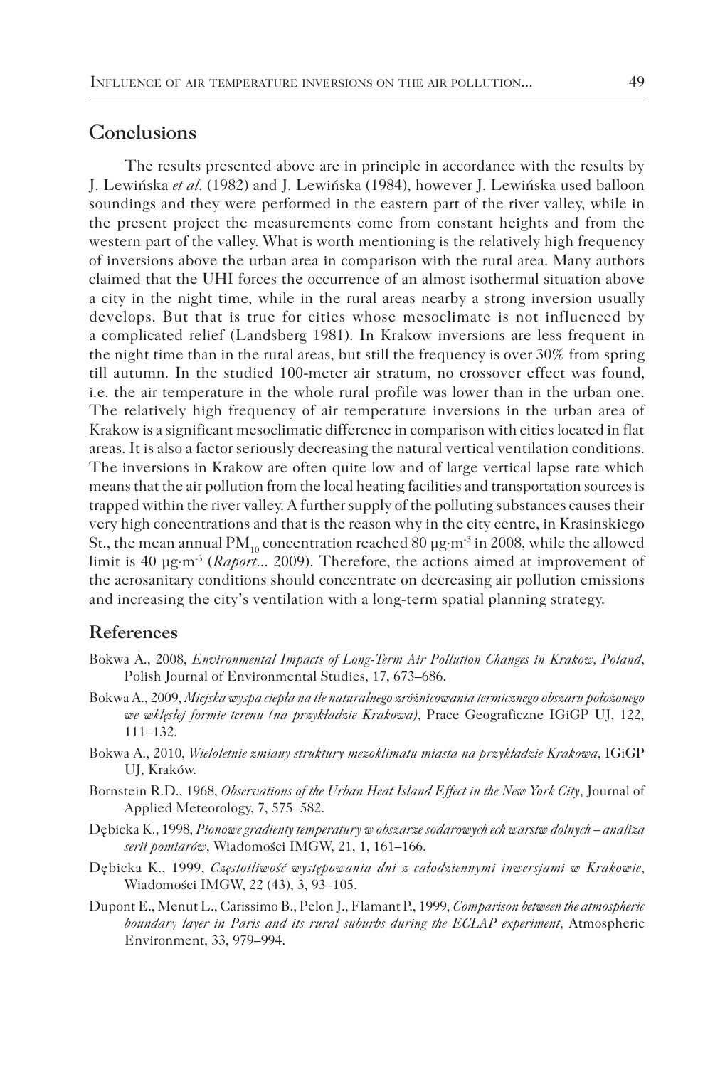## Conclusions

The results presented above are in principle in accordance with the results by J. Lewińska *et al.* (1982) and J. Lewińska (1984), however J. Lewińska used balloon soundings and they were performed in the eastern part of the river valley, while in the present project the measurements come from constant heights and from the western part of the valley. What is worth mentioning is the relatively high frequency of inversions above the urban area in comparison with the rural area. Many authors claimed that the UHI forces the occurrence of an almost isothermal situation above a city in the night time, while in the rural areas nearby a strong inversion usually develops. But that is true for cities whose mesoclimate is not influenced by a complicated relief (Landsberg 1981). In Krakow inversions are less frequent in the night time than in the rural areas, but still the frequency is over 30% from spring till autumn. In the studied 100-meter air stratum, no crossover effect was found, i.e. the air temperature in the whole rural profile was lower than in the urban one. The relatively high frequency of air temperature inversions in the urban area of Krakow is a significant mesoclimatic difference in comparison with cities located in flat areas. It is also a factor seriously decreasing the natural vertical ventilation conditions. The inversions in Krakow are often quite low and of large vertical lapse rate which means that the air pollution from the local heating facilities and transportation sources is trapped within the river valley. A further supply of the polluting substances causes their very high concentrations and that is the reason why in the city centre, in Krasinskiego St., the mean annual $PM_{10}$ concentration reached 80 $\mu g \cdot m^{-3}$ in 2008, while the allowed limit is 40 $\mu g \cdot m^{-3}$ (*Raport*... 2009). Therefore, the actions aimed at improvement of the aerosanitary conditions should concentrate on decreasing air pollution emissions and increasing the city's ventilation with a long-term spatial planning strategy.

## References

Bokwa A., 2008, *Environmental Impacts of Long-Term Air Pollution Changes in Krakow, Poland*, Polish Journal of Environmental Studies, 17, 673–686.

Bokwa A., 2009, *Miejska wyspa ciepła na tle naturalnego zróżnicowania termicznego obszaru położonego we wklęsłej formie terenu (na przykładzie Krakowa)*, Prace Geograficzne IGiGP UJ, 122, 111–132.

Bokwa A., 2010, *Wieloletnie zmiany struktury mezoklimatu miasta na przykładzie Krakowa*, IGiGP UJ, Kraków.

Bornstein R.D., 1968, *Observations of the Urban Heat Island Effect in the New York City*, Journal of Applied Meteorology, 7, 575–582.

Dębicka K., 1998, *Pionowe gradienty temperatury w obszarze sodarowych ech warstw dolnych – analiza serii pomiarów*, Wiadomości IMGW, 21, 1, 161–166.

Dębicka K., 1999, *Częstotliwość występowania dni z całodziennymi inwersjami w Krakowie*, Wiadomości IMGW, 22 (43), 3, 93–105.

Dupont E., Menut L., Carissimo B., Pelon J., Flamant P., 1999, *Comparison between the atmospheric boundary layer in Paris and its rural suburbs during the ECLAP experiment*, Atmospheric Environment, 33, 979–994.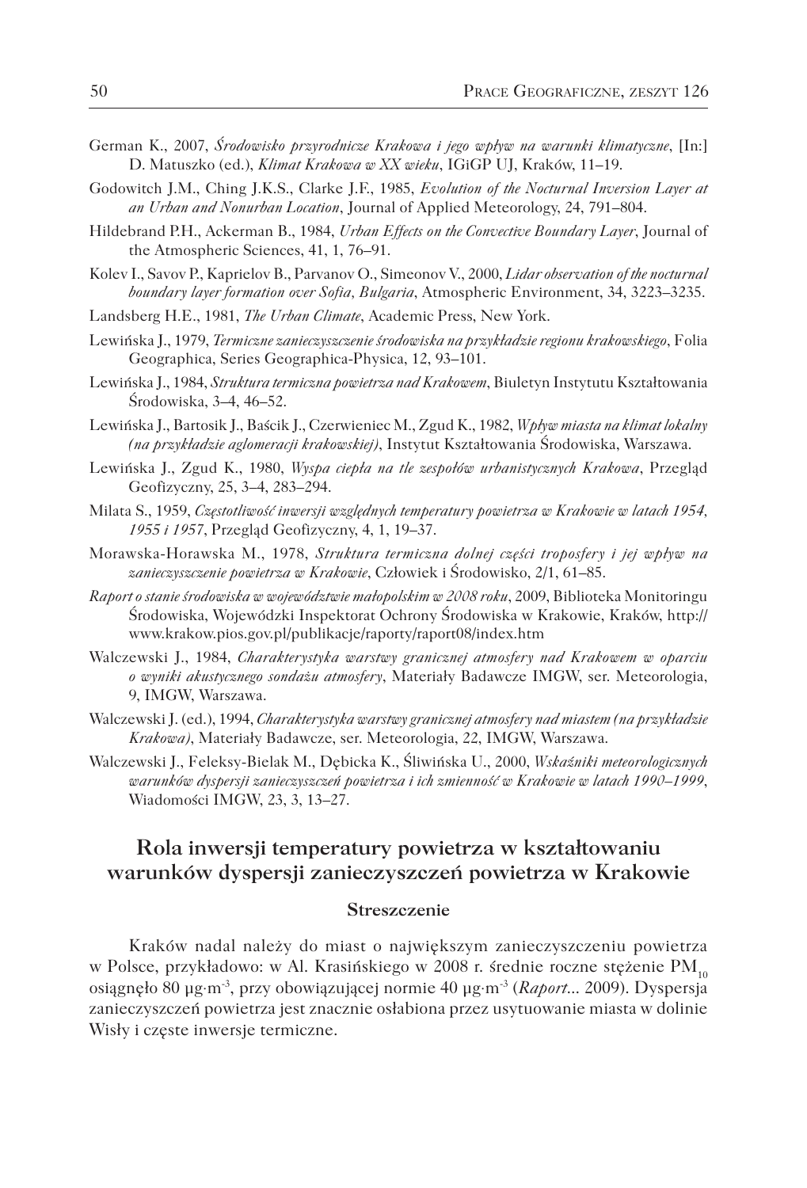German K., 2007, *Środowisko przyrodnicze Krakowa i jego wpływ na warunki klimatyczne*, [In:] D. Matuszko (ed.), *Klimat Krakowa w XX wieku*, IGiGP UJ, Kraków, 11–19.

Godowitch J.M., Ching J.K.S., Clarke J.F., 1985, *Evolution of the Nocturnal Inversion Layer at an Urban and Nonurban Location*, Journal of Applied Meteorology, 24, 791–804.

Hildebrand P.H., Ackerman B., 1984, *Urban Effects on the Convective Boundary Layer*, Journal of the Atmospheric Sciences, 41, 1, 76–91.

Kolev I., Savov P., Kaprielov B., Parvanov O., Simeonov V., 2000, *Lidar observation of the nocturnal boundary layer formation over Sofia, Bulgaria*, Atmospheric Environment, 34, 3223–3235.

Landsberg H.E., 1981, *The Urban Climate*, Academic Press, New York.

Lewińska J., 1979, *Termiczne zanieczyszczenie środowiska na przykładzie regionu krakowskiego*, Folia Geographica, Series Geographica-Physica, 12, 93–101.

Lewińska J., 1984, *Struktura termiczna powietrza nad Krakowem*, Biuletyn Instytutu Kształtowania Środowiska, 3–4, 46–52.

Lewińska J., Bartosik J., Baścik J., Czerwieniec M., Zgud K., 1982, *Wpływ miasta na klimat lokalny (na przykładzie aglomeracji krakowskiej)*, Instytut Kształtowania Środowiska, Warszawa.

Lewińska J., Zgud K., 1980, *Wyspa ciepła na tle zespołów urbanistycznych Krakowa*, Przegląd Geofizyczny, 25, 3–4, 283–294.

Milata S., 1959, *Częstotliwość inwersji względnych temperatury powietrza w Krakowie w latach 1954, 1955 i 1957*, Przegląd Geofizyczny, 4, 1, 19–37.

Morawska-Horawska M., 1978, *Struktura termiczna dolnej części troposfery i jej wpływ na zanieczyszczenie powietrza w Krakowie*, Człowiek i Środowisko, 2/1, 61–85.

*Raport o stanie środowiska w województwie małopolskim w 2008 roku*, 2009, Biblioteka Monitoringu Środowiska, Wojewódzki Inspektorat Ochrony Środowiska w Krakowie, Kraków, http://www.krakow.pios.gov.pl/publikacje/raporty/raport08/index.htm

Walczewski J., 1984, *Charakterystyka warstwy granicznej atmosfery nad Krakowem w oparciu o wyniki akustycznego sondażu atmosfery*, Materiały Badawcze IMGW, ser. Meteorologia, 9, IMGW, Warszawa.

Walczewski J. (ed.), 1994, *Charakterystyka warstwy granicznej atmosfery nad miastem (na przykładzie Krakowa)*, Materiały Badawcze, ser. Meteorologia, 22, IMGW, Warszawa.

Walczewski J., Feleksy-Bielak M., Dębicka K., Śliwińska U., 2000, *Wskaźniki meteorologicznych warunków dyspersji zanieczyszczeń powietrza i ich zmienność w Krakowie w latach 1990–1999*, Wiadomości IMGW, 23, 3, 13–27.

## Rola inwersji temperatury powietrza w kształtowaniu warunków dyspersji zanieczyszczeń powietrza w Krakowie

### Streszczenie

Kraków nadal należy do miast o największym zanieczyszczeniu powietrza w Polsce, przykładowo: w Al. Krasińskiego w 2008 r. średnie roczne stężenie $PM_{10}$ osiągnęło 80 $\mu g \cdot m^{-3}$, przy obowiązującej normie 40 $\mu g \cdot m^{-3}$ (*Raport*... 2009). Dyspersja zanieczyszczeń powietrza jest znacznie osłabiona przez usytuowanie miasta w dolinie Wisły i częste inwersje termiczne.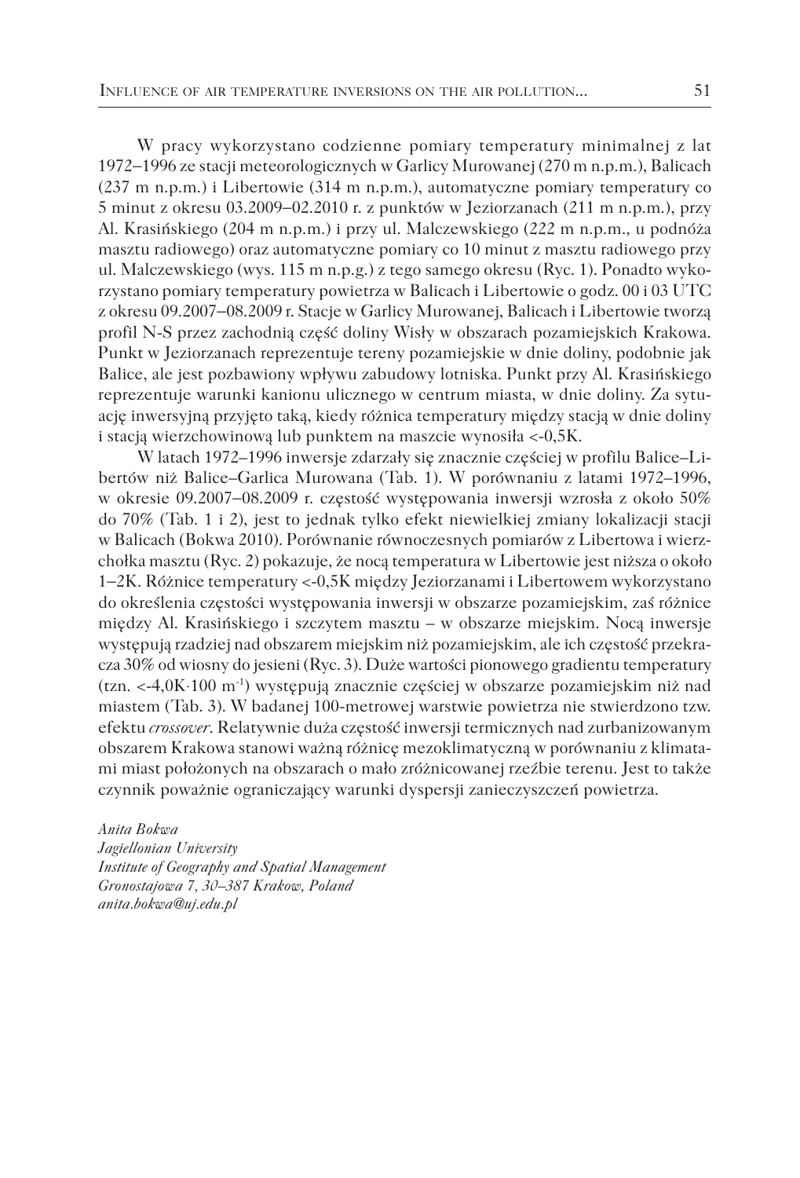W pracy wykorzystano codzienne pomiary temperatury minimalnej z lat 1972–1996 ze stacji meteorologicznych w Garlicy Murowanej (270 m n.p.m.), Balicach (237 m n.p.m.) i Libertowie (314 m n.p.m.), automatyczne pomiary temperatury co 5 minut z okresu 03.2009–02.2010 r. z punktów w Jeziorzanach (211 m n.p.m.), przy Al. Krasińskiego (204 m n.p.m.) i przy ul. Malczewskiego (222 m n.p.m., u podnóża masztu radiowego) oraz automatyczne pomiary co 10 minut z masztu radiowego przy ul. Malczewskiego (wys. 115 m n.p.g.) z tego samego okresu (Ryc. 1). Ponadto wykorzystano pomiary temperatury powietrza w Balicach i Libertowie o godz. 00 i 03 UTC z okresu 09.2007–08.2009 r. Stacje w Garlicy Murowanej, Balicach i Libertowie tworzą profil N-S przez zachodnią część doliny Wisły w obszarach pozamiejskich Krakowa. Punkt w Jeziorzanach reprezentuje tereny pozamiejskie w dnie doliny, podobnie jak Balice, ale jest pozbawiony wpływu zabudowy lotniska. Punkt przy Al. Krasińskiego reprezentuje warunki kanionu ulicznego w centrum miasta, w dnie doliny. Za sytuację inwersyjną przyjęto taką, kiedy różnica temperatury między stacją w dnie doliny i stacją wierzchowinową lub punktem na maszcie wynosiła <-0,5K.

W latach 1972–1996 inwersje zdarzały się znacznie częściej w profilu Balice–Libertów niż Balice–Garlica Murowana (Tab. 1). W porównaniu z latami 1972–1996, w okresie 09.2007–08.2009 r. częstość występowania inwersji wzrosła z około 50% do 70% (Tab. 1 i 2), jest to jednak tylko efekt niewielkiej zmiany lokalizacji stacji w Balicach (Bokwa 2010). Porównanie równoczesnych pomiarów z Libertowa i wierzchołka masztu (Ryc. 2) pokazuje, że nocą temperatura w Libertowie jest niższa o około 1–2K. Różnice temperatury <-0,5K między Jeziorzanami i Libertowem wykorzystano do określenia częstości występowania inwersji w obszarze pozamiejskim, zaś różnice między Al. Krasińskiego i szczytem masztu – w obszarze miejskim. Nocą inwersje występują rzadziej nad obszarem miejskim niż pozamiejskim, ale ich częstość przekracza 30% od wiosny do jesieni (Ryc. 3). Duże wartości pionowego gradientu temperatury (tzn. $<-4{,}0\text{K}\cdot 100\ \text{m}^{-1}$) występują znacznie częściej w obszarze pozamiejskim niż nad miastem (Tab. 3). W badanej 100-metrowej warstwie powietrza nie stwierdzono tzw. efektu *crossover*. Relatywnie duża częstość inwersji termicznych nad zurbanizowanym obszarem Krakowa stanowi ważną różnicę mezoklimatyczną w porównaniu z klimatami miast położonych na obszarach o mało zróżnicowanej rzeźbie terenu. Jest to także czynnik poważnie ograniczający warunki dyspersji zanieczyszczeń powietrza.

*Anita Bokwa*
*Jagiellonian University*
*Institute of Geography and Spatial Management*
*Gronostajowa 7, 30–387 Krakow, Poland*
*anita.bokwa@uj.edu.pl*